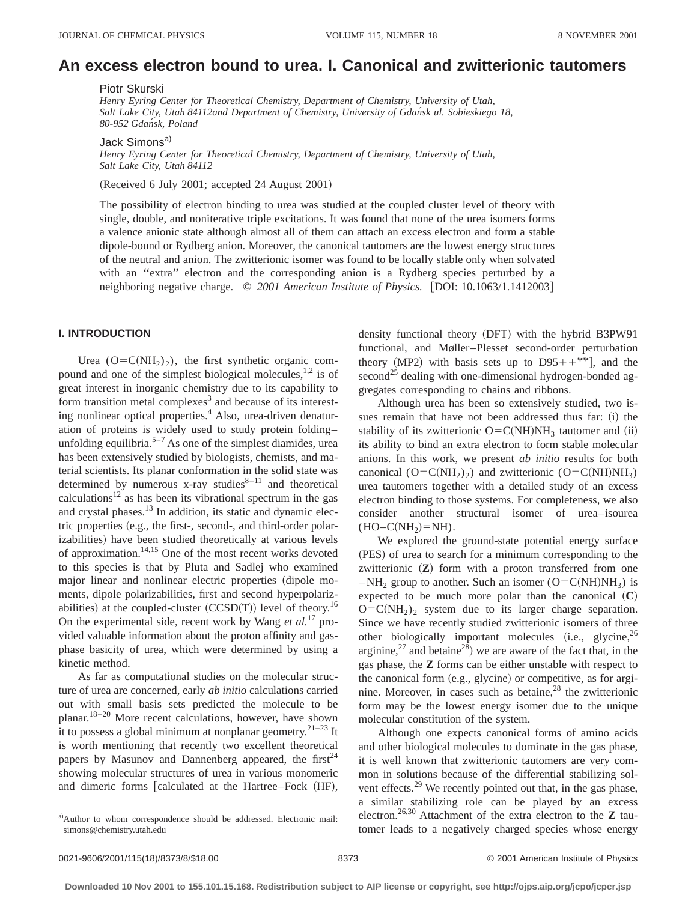# An excess electron bound to urea. I. Canonical and zwitterionic tautomers

Piotr Skurski

*Henry Eyring Center for Theoretical Chemistry, Department of Chemistry, University of Utah, Salt Lake City, Utah 84112and Department of Chemistry, University of Gdańsk ul. Sobieskiego 18, 80-952 Gdańsk, Poland*

Jack Simons[a]

*Henry Eyring Center for Theoretical Chemistry, Department of Chemistry, University of Utah, Salt Lake City, Utah 84112*

(Received 6 July 2001; accepted 24 August 2001)

The possibility of electron binding to urea was studied at the coupled cluster level of theory with single, double, and noniterative triple excitations. It was found that none of the urea isomers forms a valence anionic state although almost all of them can attach an excess electron and form a stable dipole-bound or Rydberg anion. Moreover, the canonical tautomers are the lowest energy structures of the neutral and anion. The zwitterionic isomer was found to be locally stable only when solvated with an "extra" electron and the corresponding anion is a Rydberg species perturbed by a neighboring negative charge. © *2001 American Institute of Physics.* [DOI: 10.1063/1.1412003]

## I. INTRODUCTION

Urea ($O{=}C(NH_2)_2$), the first synthetic organic compound and one of the simplest biological molecules,[1,2] is of great interest in inorganic chemistry due to its capability to form transition metal complexes[3] and because of its interesting nonlinear optical properties.[4] Also, urea-driven denaturation of proteins is widely used to study protein folding–unfolding equilibria.[5–7] As one of the simplest diamides, urea has been extensively studied by biologists, chemists, and material scientists. Its planar conformation in the solid state was determined by numerous x-ray studies[8–11] and theoretical calculations[12] as has been its vibrational spectrum in the gas and crystal phases.[13] In addition, its static and dynamic electric properties (e.g., the first-, second-, and third-order polarizabilities) have been studied theoretically at various levels of approximation.[14,15] One of the most recent works devoted to this species is that by Pluta and Sadlej who examined major linear and nonlinear electric properties (dipole moments, dipole polarizabilities, first and second hyperpolarizabilities) at the coupled-cluster (CCSD(T)) level of theory.[16] On the experimental side, recent work by Wang *et al.*[17] provided valuable information about the proton affinity and gas-phase basicity of urea, which were determined by using a kinetic method.

As far as computational studies on the molecular structure of urea are concerned, early *ab initio* calculations carried out with small basis sets predicted the molecule to be planar.[18–20] More recent calculations, however, have shown it to possess a global minimum at nonplanar geometry.[21–23] It is worth mentioning that recently two excellent theoretical papers by Masunov and Dannenberg appeared, the first[24] showing molecular structures of urea in various monomeric and dimeric forms [calculated at the Hartree–Fock (HF), density functional theory (DFT) with the hybrid B3PW91 functional, and Møller–Plesset second-order perturbation theory (MP2) with basis sets up to D95++**], and the second[25] dealing with one-dimensional hydrogen-bonded aggregates corresponding to chains and ribbons.

Although urea has been so extensively studied, two issues remain that have not been addressed thus far: (i) the stability of its zwitterionic $O{=}C(NH)NH_3$ tautomer and (ii) its ability to bind an extra electron to form stable molecular anions. In this work, we present *ab initio* results for both canonical ($O{=}C(NH_2)_2$) and zwitterionic ($O{=}C(NH)NH_3$) urea tautomers together with a detailed study of an excess electron binding to those systems. For completeness, we also consider another structural isomer of urea–isourea ($HO{-}C(NH_2){=}NH$).

We explored the ground-state potential energy surface (PES) of urea to search for a minimum corresponding to the zwitterionic (**Z**) form with a proton transferred from one $-NH_2$ group to another. Such an isomer ($O{=}C(NH)NH_3$) is expected to be much more polar than the canonical (**C**) $O{=}C(NH_2)_2$ system due to its larger charge separation. Since we have recently studied zwitterionic isomers of three other biologically important molecules (i.e., glycine,[26] arginine,[27] and betaine[28]) we are aware of the fact that, in the gas phase, the **Z** forms can be either unstable with respect to the canonical form (e.g., glycine) or competitive, as for arginine. Moreover, in cases such as betaine,[28] the zwitterionic form may be the lowest energy isomer due to the unique molecular constitution of the system.

Although one expects canonical forms of amino acids and other biological molecules to dominate in the gas phase, it is well known that zwitterionic tautomers are very common in solutions because of the differential stabilizing solvent effects.[29] We recently pointed out that, in the gas phase, a similar stabilizing role can be played by an excess electron.[26,30] Attachment of the extra electron to the **Z** tautomer leads to a negatively charged species whose energy

---

[a] Author to whom correspondence should be addressed. Electronic mail: simons@chemistry.utah.edu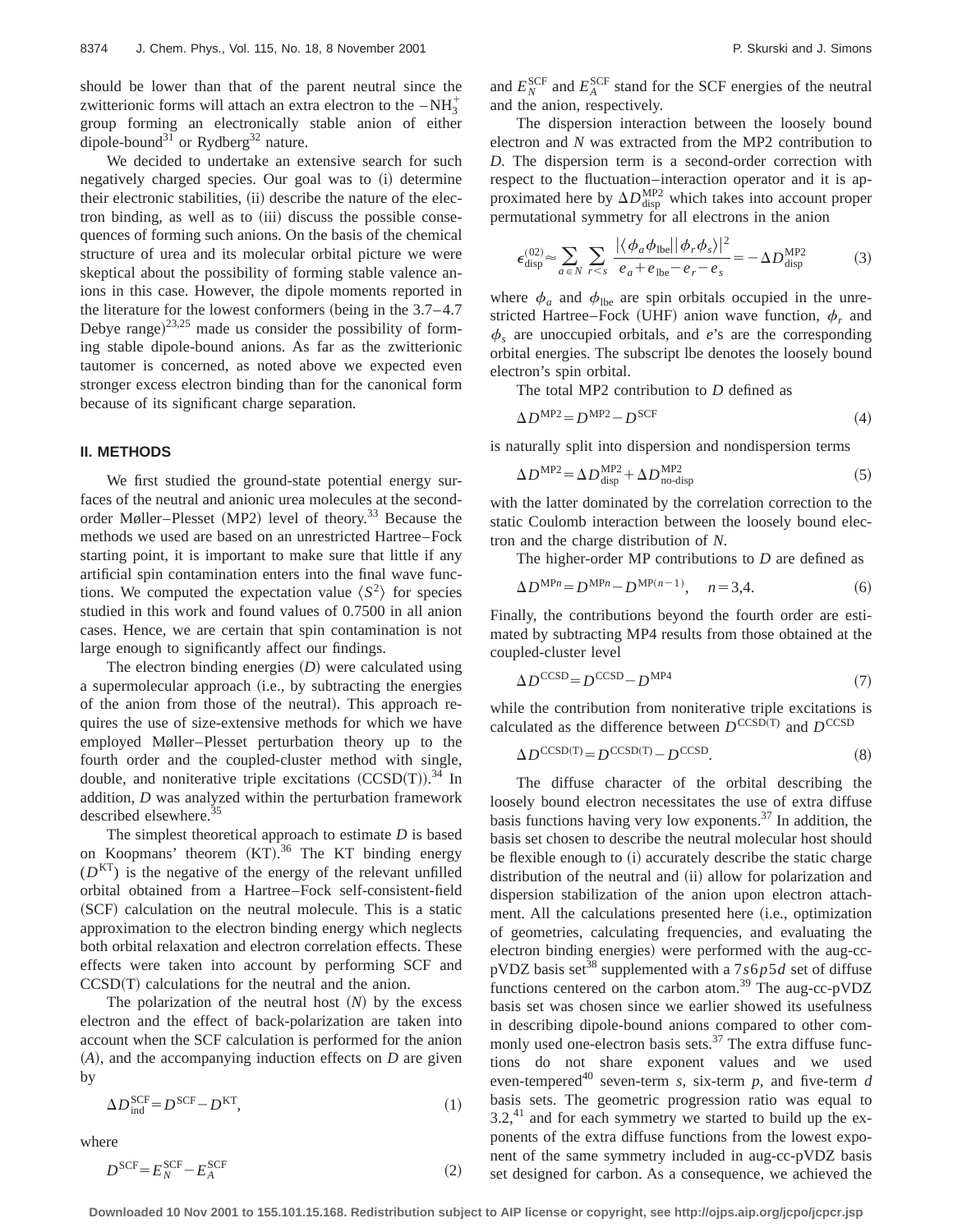should be lower than that of the parent neutral since the zwitterionic forms will attach an extra electron to the $-NH_3^+$ group forming an electronically stable anion of either dipole-bound[31] or Rydberg[32] nature.

We decided to undertake an extensive search for such negatively charged species. Our goal was to (i) determine their electronic stabilities, (ii) describe the nature of the electron binding, as well as to (iii) discuss the possible consequences of forming such anions. On the basis of the chemical structure of urea and its molecular orbital picture we were skeptical about the possibility of forming stable valence anions in this case. However, the dipole moments reported in the literature for the lowest conformers (being in the 3.7–4.7 Debye range)[23,25] made us consider the possibility of forming stable dipole-bound anions. As far as the zwitterionic tautomer is concerned, as noted above we expected even stronger excess electron binding than for the canonical form because of its significant charge separation.

## II. METHODS

We first studied the ground-state potential energy surfaces of the neutral and anionic urea molecules at the second-order Møller–Plesset (MP2) level of theory.[33] Because the methods we used are based on an unrestricted Hartree–Fock starting point, it is important to make sure that little if any artificial spin contamination enters into the final wave functions. We computed the expectation value $\langle S^2 \rangle$ for species studied in this work and found values of 0.7500 in all anion cases. Hence, we are certain that spin contamination is not large enough to significantly affect our findings.

The electron binding energies ($D$) were calculated using a supermolecular approach (i.e., by subtracting the energies of the anion from those of the neutral). This approach requires the use of size-extensive methods for which we have employed Møller–Plesset perturbation theory up to the fourth order and the coupled-cluster method with single, double, and noniterative triple excitations (CCSD(T)).[34] In addition, $D$ was analyzed within the perturbation framework described elsewhere.[35]

The simplest theoretical approach to estimate $D$ is based on Koopmans' theorem (KT).[36] The KT binding energy ($D^{\mathrm{KT}}$) is the negative of the energy of the relevant unfilled orbital obtained from a Hartree–Fock self-consistent-field (SCF) calculation on the neutral molecule. This is a static approximation to the electron binding energy which neglects both orbital relaxation and electron correlation effects. These effects were taken into account by performing SCF and CCSD(T) calculations for the neutral and the anion.

The polarization of the neutral host ($N$) by the excess electron and the effect of back-polarization are taken into account when the SCF calculation is performed for the anion ($A$), and the accompanying induction effects on $D$ are given by

$$\Delta D_{\mathrm{ind}}^{\mathrm{SCF}} = D^{\mathrm{SCF}} - D^{\mathrm{KT}}, \tag{1}$$

where

$$D^{\mathrm{SCF}} = E_N^{\mathrm{SCF}} - E_A^{\mathrm{SCF}} \tag{2}$$

and $E_N^{\mathrm{SCF}}$ and $E_A^{\mathrm{SCF}}$ stand for the SCF energies of the neutral and the anion, respectively.

The dispersion interaction between the loosely bound electron and $N$ was extracted from the MP2 contribution to $D$. The dispersion term is a second-order correction with respect to the fluctuation–interaction operator and it is approximated here by $\Delta D_{\mathrm{disp}}^{\mathrm{MP2}}$ which takes into account proper permutational symmetry for all electrons in the anion

$$\epsilon_{\mathrm{disp}}^{(02)} \approx \sum_{a \in N} \sum_{r<s} \frac{|\langle \phi_a \phi_{\mathrm{lbe}} || \phi_r \phi_s \rangle|^2}{e_a + e_{\mathrm{lbe}} - e_r - e_s} = -\Delta D_{\mathrm{disp}}^{\mathrm{MP2}} \tag{3}$$

where $\phi_a$ and $\phi_{\mathrm{lbe}}$ are spin orbitals occupied in the unrestricted Hartree–Fock (UHF) anion wave function, $\phi_r$ and $\phi_s$ are unoccupied orbitals, and $e$'s are the corresponding orbital energies. The subscript lbe denotes the loosely bound electron's spin orbital.

The total MP2 contribution to $D$ defined as

$$\Delta D^{\mathrm{MP2}} = D^{\mathrm{MP2}} - D^{\mathrm{SCF}} \tag{4}$$

is naturally split into dispersion and nondispersion terms

$$\Delta D^{\mathrm{MP2}} = \Delta D_{\mathrm{disp}}^{\mathrm{MP2}} + \Delta D_{\mathrm{no\text{-}disp}}^{\mathrm{MP2}} \tag{5}$$

with the latter dominated by the correlation correction to the static Coulomb interaction between the loosely bound electron and the charge distribution of $N$.

The higher-order MP contributions to $D$ are defined as

$$\Delta D^{\mathrm{MP}n} = D^{\mathrm{MP}n} - D^{\mathrm{MP}(n-1)}, \quad n = 3,4. \tag{6}$$

Finally, the contributions beyond the fourth order are estimated by subtracting MP4 results from those obtained at the coupled-cluster level

$$\Delta D^{\mathrm{CCSD}} = D^{\mathrm{CCSD}} - D^{\mathrm{MP4}} \tag{7}$$

while the contribution from noniterative triple excitations is calculated as the difference between $D^{\mathrm{CCSD(T)}}$ and $D^{\mathrm{CCSD}}$

$$\Delta D^{\mathrm{CCSD(T)}} = D^{\mathrm{CCSD(T)}} - D^{\mathrm{CCSD}}. \tag{8}$$

The diffuse character of the orbital describing the loosely bound electron necessitates the use of extra diffuse basis functions having very low exponents.[37] In addition, the basis set chosen to describe the neutral molecular host should be flexible enough to (i) accurately describe the static charge distribution of the neutral and (ii) allow for polarization and dispersion stabilization of the anion upon electron attachment. All the calculations presented here (i.e., optimization of geometries, calculating frequencies, and evaluating the electron binding energies) were performed with the aug-cc-pVDZ basis set[38] supplemented with a $7s6p5d$ set of diffuse functions centered on the carbon atom.[39] The aug-cc-pVDZ basis set was chosen since we earlier showed its usefulness in describing dipole-bound anions compared to other commonly used one-electron basis sets.[37] The extra diffuse functions do not share exponent values and we used even-tempered[40] seven-term $s$, six-term $p$, and five-term $d$ basis sets. The geometric progression ratio was equal to 3.2,[41] and for each symmetry we started to build up the exponents of the extra diffuse functions from the lowest exponent of the same symmetry included in aug-cc-pVDZ basis set designed for carbon. As a consequence, we achieved the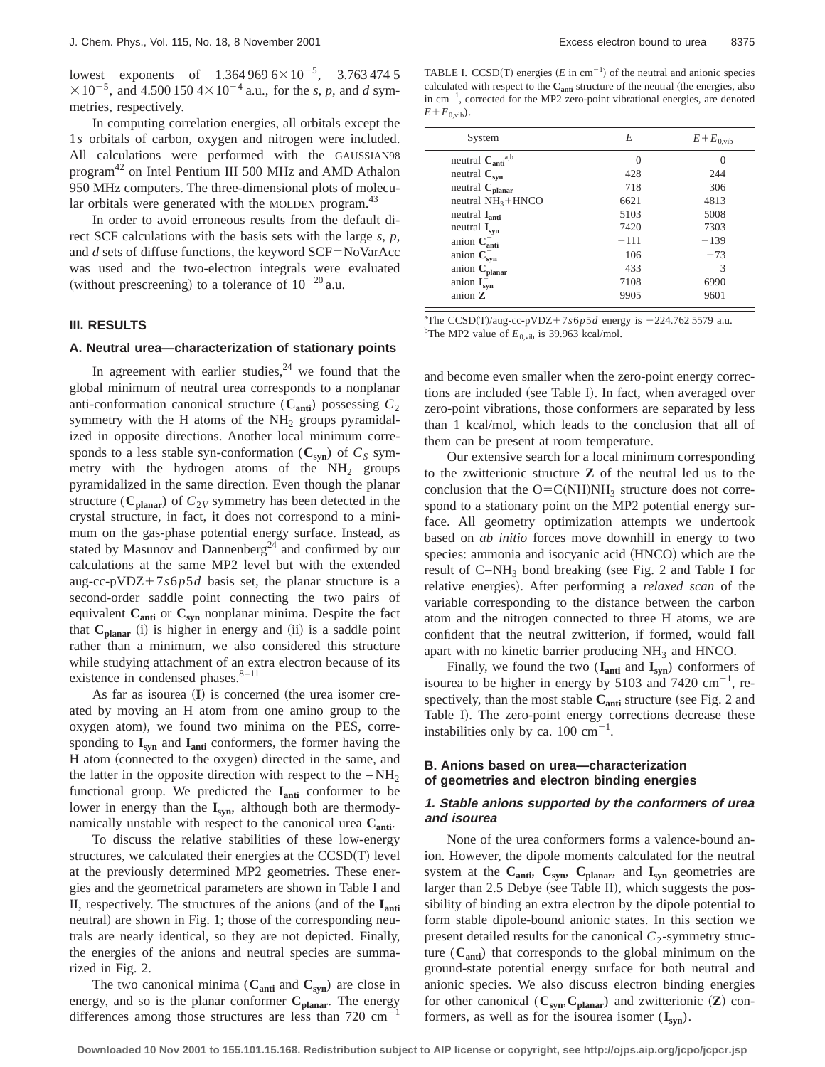lowest exponents of $1.364\,969\,6\times10^{-5}$, $3.763\,474\,5\times10^{-5}$, and $4.500\,150\,4\times10^{-4}$ a.u., for the *s*, *p*, and *d* symmetries, respectively.

In computing correlation energies, all orbitals except the 1*s* orbitals of carbon, oxygen and nitrogen were included. All calculations were performed with the GAUSSIAN98 program[42] on Intel Pentium III 500 MHz and AMD Athalon 950 MHz computers. The three-dimensional plots of molecular orbitals were generated with the MOLDEN program.[43]

In order to avoid erroneous results from the default direct SCF calculations with the basis sets with the large *s*, *p*, and *d* sets of diffuse functions, the keyword SCF=NoVarAcc was used and the two-electron integrals were evaluated (without prescreening) to a tolerance of $10^{-20}$ a.u.

## III. RESULTS

### A. Neutral urea—characterization of stationary points

In agreement with earlier studies,[24] we found that the global minimum of neutral urea corresponds to a nonplanar anti-conformation canonical structure ($\mathbf{C_{anti}}$) possessing $C_2$ symmetry with the H atoms of the $NH_2$ groups pyramidalized in opposite directions. Another local minimum corresponds to a less stable syn-conformation ($\mathbf{C_{syn}}$) of $C_S$ symmetry with the hydrogen atoms of the $NH_2$ groups pyramidalized in the same direction. Even though the planar structure ($\mathbf{C_{planar}}$) of $C_{2V}$ symmetry has been detected in the crystal structure, in fact, it does not correspond to a minimum on the gas-phase potential energy surface. Instead, as stated by Masunov and Dannenberg[24] and confirmed by our calculations at the same MP2 level but with the extended aug-cc-pVDZ+7*s*6*p*5*d* basis set, the planar structure is a second-order saddle point connecting the two pairs of equivalent $\mathbf{C_{anti}}$ or $\mathbf{C_{syn}}$ nonplanar minima. Despite the fact that $\mathbf{C_{planar}}$ (i) is higher in energy and (ii) is a saddle point rather than a minimum, we also considered this structure while studying attachment of an extra electron because of its existence in condensed phases.[8–11]

As far as isourea (**I**) is concerned (the urea isomer created by moving an H atom from one amino group to the oxygen atom), we found two minima on the PES, corresponding to $\mathbf{I_{syn}}$ and $\mathbf{I_{anti}}$ conformers, the former having the H atom (connected to the oxygen) directed in the same, and the latter in the opposite direction with respect to the $-NH_2$ functional group. We predicted the $\mathbf{I_{anti}}$ conformer to be lower in energy than the $\mathbf{I_{syn}}$, although both are thermodynamically unstable with respect to the canonical urea $\mathbf{C_{anti}}$.

To discuss the relative stabilities of these low-energy structures, we calculated their energies at the CCSD(T) level at the previously determined MP2 geometries. These energies and the geometrical parameters are shown in Table I and II, respectively. The structures of the anions (and of the $\mathbf{I_{anti}}$ neutral) are shown in Fig. 1; those of the corresponding neutrals are nearly identical, so they are not depicted. Finally, the energies of the anions and neutral species are summarized in Fig. 2.

The two canonical minima ($\mathbf{C_{anti}}$ and $\mathbf{C_{syn}}$) are close in energy, and so is the planar conformer $\mathbf{C_{planar}}$. The energy differences among those structures are less than 720 $cm^{-1}$ and become even smaller when the zero-point energy corrections are included (see Table I). In fact, when averaged over zero-point vibrations, those conformers are separated by less than 1 kcal/mol, which leads to the conclusion that all of them can be present at room temperature.

TABLE I. CCSD(T) energies ($E$ in $cm^{-1}$) of the neutral and anionic species calculated with respect to the $\mathbf{C_{anti}}$ structure of the neutral (the energies, also in $cm^{-1}$, corrected for the MP2 zero-point vibrational energies, are denoted $E+E_{0,\mathrm{vib}}$).

| System | $E$ | $E+E_{0,\mathrm{vib}}$ |
|---|---|---|
| neutral $\mathbf{C_{anti}}$ [a,b] | 0 | 0 |
| neutral $\mathbf{C_{syn}}$ | 428 | 244 |
| neutral $\mathbf{C_{planar}}$ | 718 | 306 |
| neutral $NH_3$+HNCO | 6621 | 4813 |
| neutral $\mathbf{I_{anti}}$ | 5103 | 5008 |
| neutral $\mathbf{I_{syn}}$ | 7420 | 7303 |
| anion $\mathbf{C_{anti}^-}$ | −111 | −139 |
| anion $\mathbf{C_{syn}^-}$ | 106 | −73 |
| anion $\mathbf{C_{planar}^-}$ | 433 | 3 |
| anion $\mathbf{I_{syn}^-}$ | 7108 | 6990 |
| anion $\mathbf{Z^-}$ | 9905 | 9601 |

[a]The CCSD(T)/aug-cc-pVDZ+7*s*6*p*5*d* energy is −224.762 5579 a.u.
[b]The MP2 value of $E_{0,\mathrm{vib}}$ is 39.963 kcal/mol.

Our extensive search for a local minimum corresponding to the zwitterionic structure **Z** of the neutral led us to the conclusion that the $O{=}C(NH)NH_3$ structure does not correspond to a stationary point on the MP2 potential energy surface. All geometry optimization attempts we undertook based on *ab initio* forces move downhill in energy to two species: ammonia and isocyanic acid (HNCO) which are the result of $C{-}NH_3$ bond breaking (see Fig. 2 and Table I for relative energies). After performing a *relaxed scan* of the variable corresponding to the distance between the carbon atom and the nitrogen connected to three H atoms, we are confident that the neutral zwitterion, if formed, would fall apart with no kinetic barrier producing $NH_3$ and HNCO.

Finally, we found the two ($\mathbf{I_{anti}}$ and $\mathbf{I_{syn}}$) conformers of isourea to be higher in energy by 5103 and 7420 $cm^{-1}$, respectively, than the most stable $\mathbf{C_{anti}}$ structure (see Fig. 2 and Table I). The zero-point energy corrections decrease these instabilities only by ca. 100 $cm^{-1}$.

### B. Anions based on urea—characterization of geometries and electron binding energies

#### 1. Stable anions supported by the conformers of urea and isourea

None of the urea conformers forms a valence-bound anion. However, the dipole moments calculated for the neutral system at the $\mathbf{C_{anti}}$, $\mathbf{C_{syn}}$, $\mathbf{C_{planar}}$, and $\mathbf{I_{syn}}$ geometries are larger than 2.5 Debye (see Table II), which suggests the possibility of binding an extra electron by the dipole potential to form stable dipole-bound anionic states. In this section we present detailed results for the canonical $C_2$-symmetry structure ($\mathbf{C_{anti}}$) that corresponds to the global minimum on the ground-state potential energy surface for both neutral and anionic species. We also discuss electron binding energies for other canonical ($\mathbf{C_{syn}}$,$\mathbf{C_{planar}}$) and zwitterionic (**Z**) conformers, as well as for the isourea isomer ($\mathbf{I_{syn}}$).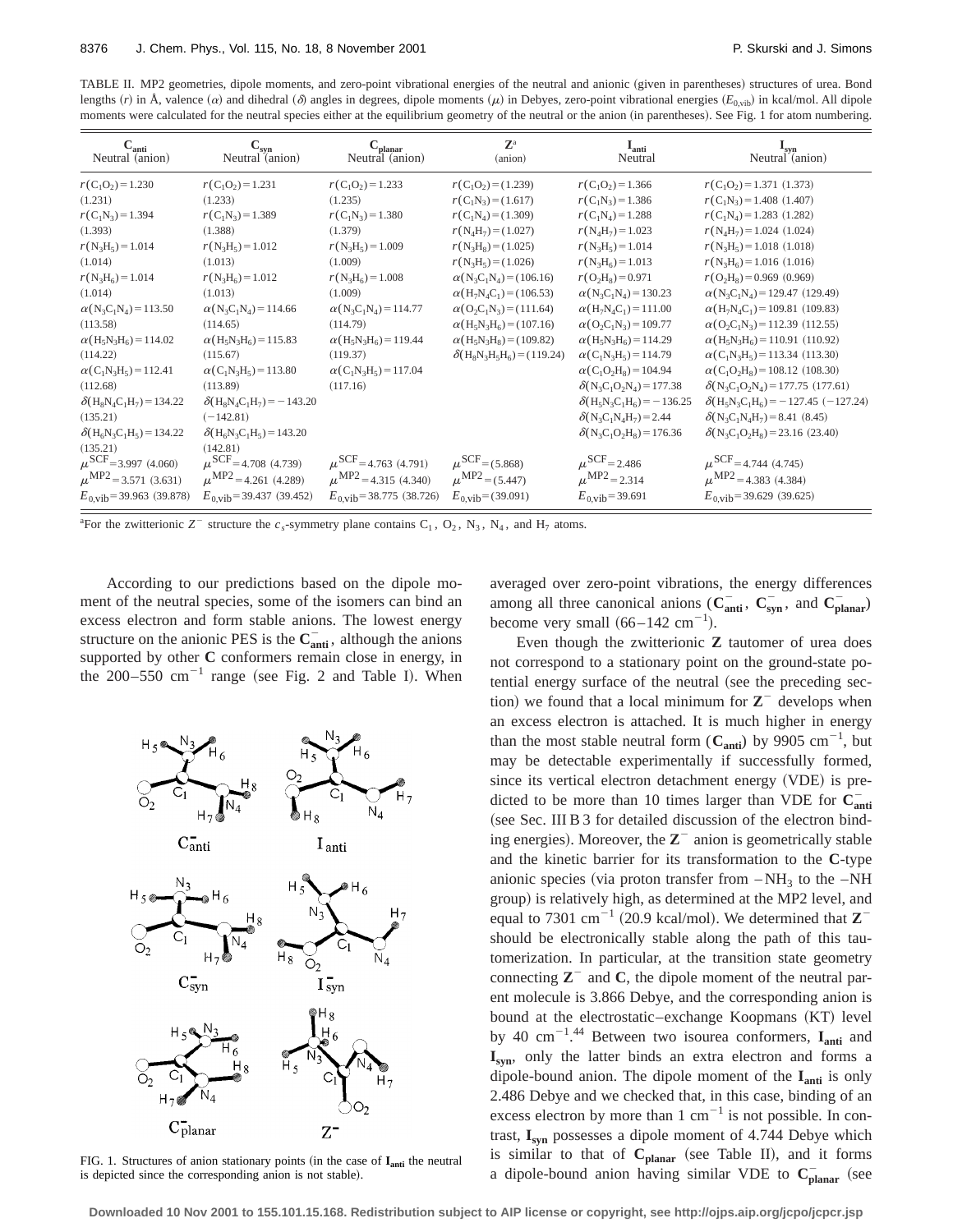TABLE II. MP2 geometries, dipole moments, and zero-point vibrational energies of the neutral and anionic (given in parentheses) structures of urea. Bond lengths ($r$) in Å, valence ($\alpha$) and dihedral ($\delta$) angles in degrees, dipole moments ($\mu$) in Debyes, zero-point vibrational energies ($E_{0,\mathrm{vib}}$) in kcal/mol. All dipole moments were calculated for the neutral species either at the equilibrium geometry of the neutral or the anion (in parentheses). See Fig. 1 for atom numbering.

| $\mathbf{C}_{\mathbf{anti}}$ Neutral (anion) | $\mathbf{C}_{\mathbf{syn}}$ Neutral (anion) | $\mathbf{C}_{\mathbf{planar}}$ Neutral (anion) | $\mathbf{Z}^{a}$ (anion) | $\mathbf{I}_{\mathbf{anti}}$ Neutral | $\mathbf{I}_{\mathbf{syn}}$ Neutral (anion) |
|---|---|---|---|---|---|
| $r(C_1O_2)=1.230$ (1.231) | $r(C_1O_2)=1.231$ (1.233) | $r(C_1O_2)=1.233$ (1.235) | $r(C_1O_2)=(1.239)$ | $r(C_1O_2)=1.366$ | $r(C_1O_2)=1.371$ (1.373) |
| $r(C_1N_3)=1.394$ (1.393) | $r(C_1N_3)=1.389$ (1.388) | $r(C_1N_3)=1.380$ (1.379) | $r(C_1N_3)=(1.617)$ | $r(C_1N_3)=1.386$ | $r(C_1N_3)=1.408$ (1.407) |
| $r(N_3H_5)=1.014$ (1.014) | $r(N_3H_5)=1.012$ (1.013) | $r(N_3H_5)=1.009$ (1.009) | $r(C_1N_4)=(1.309)$ | $r(C_1N_4)=1.288$ | $r(C_1N_4)=1.283$ (1.282) |
| $r(N_3H_6)=1.014$ (1.014) | $r(N_3H_6)=1.012$ (1.013) | $r(N_3H_6)=1.008$ (1.009) | $r(N_4H_7)=(1.027)$ | $r(N_4H_7)=1.023$ | $r(N_4H_7)=1.024$ (1.024) |
| $\alpha(N_3C_1N_4)=113.50$ (113.58) | $\alpha(N_3C_1N_4)=114.66$ (114.65) | $\alpha(N_3C_1N_4)=114.77$ (114.79) | $r(N_3H_8)=(1.025)$ | $r(N_3H_5)=1.014$ | $r(N_3H_5)=1.018$ (1.018) |
| $\alpha(H_5N_3H_6)=114.02$ (114.22) | $\alpha(H_5N_3H_6)=115.83$ (115.67) | $\alpha(H_5N_3H_6)=119.44$ (119.37) | $r(N_3H_5)=(1.026)$ | $r(N_3H_6)=1.013$ | $r(N_3H_6)=1.016$ (1.016) |
| $\alpha(C_1N_3H_5)=112.41$ (112.68) | $\alpha(C_1N_3H_5)=113.80$ (113.89) | $\alpha(C_1N_3H_5)=117.04$ (117.16) | $\alpha(N_3C_1N_4)=(106.16)$ | $r(O_2H_8)=0.971$ | $r(O_2H_8)=0.969$ (0.969) |
| $\delta(H_8N_4C_1H_7)=134.22$ (135.21) | $\delta(H_8N_4C_1H_7)=-143.20$ (−142.81) | | $\alpha(H_7N_4C_1)=(106.53)$ | $\alpha(N_3C_1N_4)=130.23$ | $\alpha(N_3C_1N_4)=129.47$ (129.49) |
| $\delta(H_6N_3C_1H_5)=134.22$ (135.21) | $\delta(H_6N_3C_1H_5)=143.20$ (142.81) | | $\alpha(O_2C_1N_3)=(111.64)$ | $\alpha(H_7N_4C_1)=111.00$ | $\alpha(H_7N_4C_1)=109.81$ (109.83) |
| | | | $\alpha(H_5N_3H_8)=(107.16)$ | $\alpha(O_2C_1N_3)=109.77$ | $\alpha(O_2C_1N_3)=112.39$ (112.55) |
| | | | $\alpha(H_5N_3H_8)=(109.82)$ | $\alpha(H_5N_3H_6)=114.29$ | $\alpha(H_5N_3H_6)=110.91$ (110.92) |
| | | | $\delta(H_8N_3H_5H_6)=(119.24)$ | $\alpha(C_1N_3H_5)=114.79$ | $\alpha(C_1N_3H_5)=113.34$ (113.30) |
| | | | | $\alpha(C_1O_2H_8)=104.94$ | $\alpha(C_1O_2H_8)=108.12$ (108.30) |
| | | | | $\delta(N_3C_1O_2N_4)=177.38$ | $\delta(N_3C_1O_2N_4)=177.75$ (177.61) |
| | | | | $\delta(H_5N_3C_1H_6)=-136.25$ | $\delta(H_5N_3C_1H_6)=-127.45$ (−127.24) |
| | | | | $\delta(N_3C_1N_4H_7)=2.44$ | $\delta(N_3C_1N_4H_7)=8.41$ (8.45) |
| | | | | $\delta(N_3C_1O_2H_8)=176.36$ | $\delta(N_3C_1O_2H_8)=23.16$ (23.40) |
| $\mu^{\mathrm{SCF}}=3.997$ (4.060) | $\mu^{\mathrm{SCF}}=4.708$ (4.739) | $\mu^{\mathrm{SCF}}=4.763$ (4.791) | $\mu^{\mathrm{SCF}}=(5.868)$ | $\mu^{\mathrm{SCF}}=2.486$ | $\mu^{\mathrm{SCF}}=4.744$ (4.745) |
| $\mu^{\mathrm{MP2}}=3.571$ (3.631) | $\mu^{\mathrm{MP2}}=4.261$ (4.289) | $\mu^{\mathrm{MP2}}=4.315$ (4.340) | $\mu^{\mathrm{MP2}}=(5.447)$ | $\mu^{\mathrm{MP2}}=2.314$ | $\mu^{\mathrm{MP2}}=4.383$ (4.384) |
| $E_{0,\mathrm{vib}}=39.963$ (39.878) | $E_{0,\mathrm{vib}}=39.437$ (39.452) | $E_{0,\mathrm{vib}}=38.775$ (38.726) | $E_{0,\mathrm{vib}}=(39.091)$ | $E_{0,\mathrm{vib}}=39.691$ | $E_{0,\mathrm{vib}}=39.629$ (39.625) |

[a]For the zwitterionic $Z^-$ structure the $c_s$-symmetry plane contains $C_1$, $O_2$, $N_3$, $N_4$, and $H_7$ atoms.

According to our predictions based on the dipole moment of the neutral species, some of the isomers can bind an excess electron and form stable anions. The lowest energy structure on the anionic PES is the $\mathbf{C}_{\mathbf{anti}}^{-}$, although the anions supported by other **C** conformers remain close in energy, in the 200–550 cm$^{-1}$ range (see Fig. 2 and Table I). When averaged over zero-point vibrations, the energy differences among all three canonical anions ($\mathbf{C}_{\mathbf{anti}}^{-}$, $\mathbf{C}_{\mathbf{syn}}^{-}$, and $\mathbf{C}_{\mathbf{planar}}^{-}$) become very small (66–142 cm$^{-1}$).

FIG. 1. Structures of anion stationary points (in the case of $\mathbf{I}_{\mathbf{anti}}$ the neutral is depicted since the corresponding anion is not stable).

Even though the zwitterionic **Z** tautomer of urea does not correspond to a stationary point on the ground-state potential energy surface of the neutral (see the preceding section) we found that a local minimum for $\mathbf{Z}^-$ develops when an excess electron is attached. It is much higher in energy than the most stable neutral form ($\mathbf{C}_{\mathbf{anti}}$) by 9905 cm$^{-1}$, but may be detectable experimentally if successfully formed, since its vertical electron detachment energy (VDE) is predicted to be more than 10 times larger than VDE for $\mathbf{C}_{\mathbf{anti}}^{-}$ (see Sec. III B 3 for detailed discussion of the electron binding energies). Moreover, the $\mathbf{Z}^-$ anion is geometrically stable and the kinetic barrier for its transformation to the **C**-type anionic species (via proton transfer from $-NH_3$ to the $-NH$ group) is relatively high, as determined at the MP2 level, and equal to 7301 cm$^{-1}$ (20.9 kcal/mol). We determined that $\mathbf{Z}^-$ should be electronically stable along the path of this tautomerization. In particular, at the transition state geometry connecting $\mathbf{Z}^-$ and **C**, the dipole moment of the neutral parent molecule is 3.866 Debye, and the corresponding anion is bound at the electrostatic–exchange Koopmans (KT) level by 40 cm$^{-1}$.[44] Between two isourea conformers, $\mathbf{I}_{\mathbf{anti}}$ and $\mathbf{I}_{\mathbf{syn}}$, only the latter binds an extra electron and forms a dipole-bound anion. The dipole moment of the $\mathbf{I}_{\mathbf{anti}}$ is only 2.486 Debye and we checked that, in this case, binding of an excess electron by more than 1 cm$^{-1}$ is not possible. In contrast, $\mathbf{I}_{\mathbf{syn}}$ possesses a dipole moment of 4.744 Debye which is similar to that of $\mathbf{C}_{\mathbf{planar}}$ (see Table II), and it forms a dipole-bound anion having similar VDE to $\mathbf{C}_{\mathbf{planar}}^{-}$ (see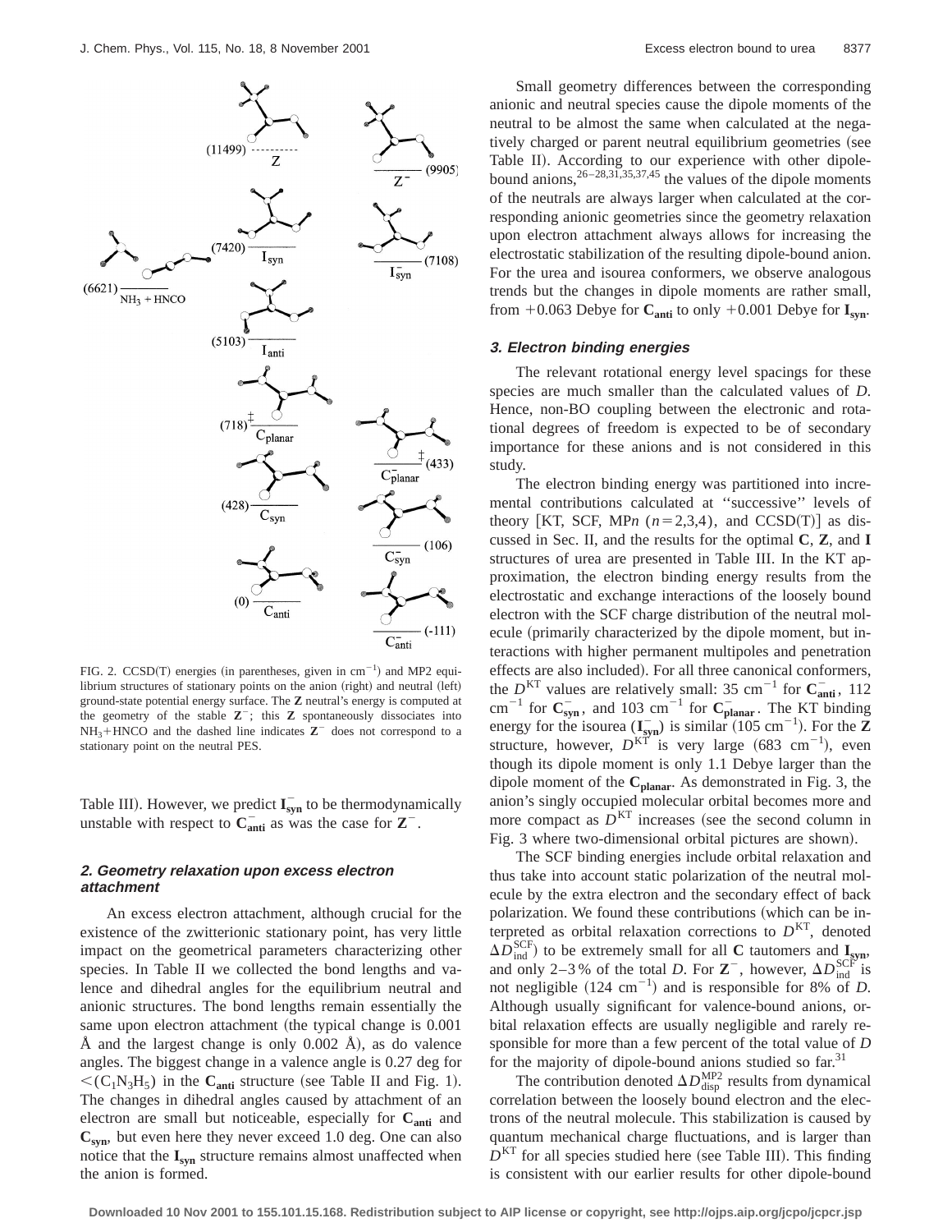FIG. 2. CCSD(T) energies (in parentheses, given in $\mathrm{cm}^{-1}$) and MP2 equilibrium structures of stationary points on the anion (right) and neutral (left) ground-state potential energy surface. The **Z** neutral's energy is computed at the geometry of the stable $\mathbf{Z}^-$; this **Z** spontaneously dissociates into $NH_3$+HNCO and the dashed line indicates $\mathbf{Z}^-$ does not correspond to a stationary point on the neutral PES.

Table III). However, we predict $\mathbf{I}_{\mathbf{syn}}^-$ to be thermodynamically unstable with respect to $\mathbf{C}_{\mathbf{anti}}^-$ as was the case for $\mathbf{Z}^-$.

### 2. Geometry relaxation upon excess electron attachment

An excess electron attachment, although crucial for the existence of the zwitterionic stationary point, has very little impact on the geometrical parameters characterizing other species. In Table II we collected the bond lengths and valence and dihedral angles for the equilibrium neutral and anionic structures. The bond lengths remain essentially the same upon electron attachment (the typical change is 0.001 Å and the largest change is only 0.002 Å), as do valence angles. The biggest change in a valence angle is 0.27 deg for $<(C_1N_3H_5)$ in the $\mathbf{C}_{\mathbf{anti}}$ structure (see Table II and Fig. 1). The changes in dihedral angles caused by attachment of an electron are small but noticeable, especially for $\mathbf{C}_{\mathbf{anti}}$ and $\mathbf{C}_{\mathbf{syn}}$, but even here they never exceed 1.0 deg. One can also notice that the $\mathbf{I}_{\mathbf{syn}}$ structure remains almost unaffected when the anion is formed.

Small geometry differences between the corresponding anionic and neutral species cause the dipole moments of the neutral to be almost the same when calculated at the negatively charged or parent neutral equilibrium geometries (see Table II). According to our experience with other dipole-bound anions,[26–28,31,35,37,45] the values of the dipole moments of the neutrals are always larger when calculated at the corresponding anionic geometries since the geometry relaxation upon electron attachment always allows for increasing the electrostatic stabilization of the resulting dipole-bound anion. For the urea and isourea conformers, we observe analogous trends but the changes in dipole moments are rather small, from +0.063 Debye for $\mathbf{C}_{\mathbf{anti}}$ to only +0.001 Debye for $\mathbf{I}_{\mathbf{syn}}$.

### 3. Electron binding energies

The relevant rotational energy level spacings for these species are much smaller than the calculated values of $D$. Hence, non-BO coupling between the electronic and rotational degrees of freedom is expected to be of secondary importance for these anions and is not considered in this study.

The electron binding energy was partitioned into incremental contributions calculated at "successive" levels of theory [KT, SCF, MP$n$ ($n$=2,3,4), and CCSD(T)] as discussed in Sec. II, and the results for the optimal **C**, **Z**, and **I** structures of urea are presented in Table III. In the KT approximation, the electron binding energy results from the electrostatic and exchange interactions of the loosely bound electron with the SCF charge distribution of the neutral molecule (primarily characterized by the dipole moment, but interactions with higher permanent multipoles and penetration effects are also included). For all three canonical conformers, the $D^{\mathrm{KT}}$ values are relatively small: 35 $\mathrm{cm}^{-1}$ for $\mathbf{C}_{\mathbf{anti}}^-$, 112 $\mathrm{cm}^{-1}$ for $\mathbf{C}_{\mathbf{syn}}^-$, and 103 $\mathrm{cm}^{-1}$ for $\mathbf{C}_{\mathbf{planar}}^-$. The KT binding energy for the isourea ($\mathbf{I}_{\mathbf{syn}}^-$) is similar (105 $\mathrm{cm}^{-1}$). For the **Z** structure, however, $D^{\mathrm{KT}}$ is very large (683 $\mathrm{cm}^{-1}$), even though its dipole moment is only 1.1 Debye larger than the dipole moment of the $\mathbf{C}_{\mathbf{planar}}$. As demonstrated in Fig. 3, the anion's singly occupied molecular orbital becomes more and more compact as $D^{\mathrm{KT}}$ increases (see the second column in Fig. 3 where two-dimensional orbital pictures are shown).

The SCF binding energies include orbital relaxation and thus take into account static polarization of the neutral molecule by the extra electron and the secondary effect of back polarization. We found these contributions (which can be interpreted as orbital relaxation corrections to $D^{\mathrm{KT}}$, denoted $\Delta D_{\mathrm{ind}}^{\mathrm{SCF}}$) to be extremely small for all **C** tautomers and $\mathbf{I}_{\mathbf{syn}}$, and only 2–3% of the total $D$. For $\mathbf{Z}^-$, however, $\Delta D_{\mathrm{ind}}^{\mathrm{SCF}}$ is not negligible (124 $\mathrm{cm}^{-1}$) and is responsible for 8% of $D$. Although usually significant for valence-bound anions, orbital relaxation effects are usually negligible and rarely responsible for more than a few percent of the total value of $D$ for the majority of dipole-bound anions studied so far.[31]

The contribution denoted $\Delta D_{\mathrm{disp}}^{\mathrm{MP2}}$ results from dynamical correlation between the loosely bound electron and the electrons of the neutral molecule. This stabilization is caused by quantum mechanical charge fluctuations, and is larger than $D^{\mathrm{KT}}$ for all species studied here (see Table III). This finding is consistent with our earlier results for other dipole-bound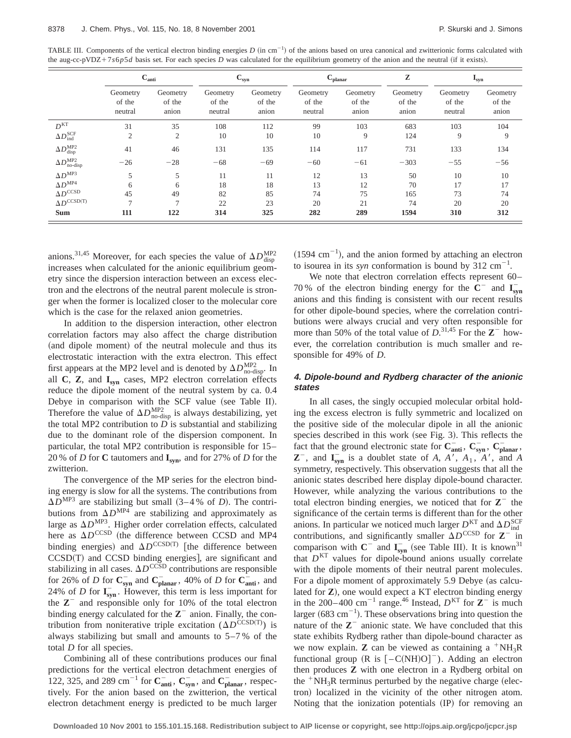TABLE III. Components of the vertical electron binding energies $D$ (in $cm^{-1}$) of the anions based on urea canonical and zwitterionic forms calculated with the aug-cc-pVDZ+7$s$6$p$5$d$ basis set. For each species $D$ was calculated for the equilibrium geometry of the anion and the neutral (if it exists).

| | $\mathbf{C_{anti}}$ | | $\mathbf{C_{syn}}$ | | $\mathbf{C_{planar}}$ | | **Z** | $\mathbf{I_{syn}}$ | |
|---|---|---|---|---|---|---|---|---|---|
| | Geometry of the neutral | Geometry of the anion | Geometry of the neutral | Geometry of the anion | Geometry of the neutral | Geometry of the anion | Geometry of the anion | Geometry of the neutral | Geometry of the anion |
| $D^{KT}$ | 31 | 35 | 108 | 112 | 99 | 103 | 683 | 103 | 104 |
| $\Delta D^{SCF}_{ind}$ | 2 | 2 | 10 | 10 | 10 | 9 | 124 | 9 | 9 |
| $\Delta D^{MP2}_{disp}$ | 41 | 46 | 131 | 135 | 114 | 117 | 731 | 133 | 134 |
| $\Delta D^{MP2}_{no\text{-}disp}$ | −26 | −28 | −68 | −69 | −60 | −61 | −303 | −55 | −56 |
| $\Delta D^{MP3}$ | 5 | 5 | 11 | 11 | 12 | 13 | 50 | 10 | 10 |
| $\Delta D^{MP4}$ | 6 | 6 | 18 | 18 | 13 | 12 | 70 | 17 | 17 |
| $\Delta D^{CCSD}$ | 45 | 49 | 82 | 85 | 74 | 75 | 165 | 73 | 74 |
| $\Delta D^{CCSD(T)}$ | 7 | 7 | 22 | 23 | 20 | 21 | 74 | 20 | 20 |
| **Sum** | **111** | **122** | **314** | **325** | **282** | **289** | **1594** | **310** | **312** |

anions.[31,45] Moreover, for each species the value of $\Delta D^{MP2}_{disp}$ increases when calculated for the anionic equilibrium geometry since the dispersion interaction between an excess electron and the electrons of the neutral parent molecule is stronger when the former is localized closer to the molecular core which is the case for the relaxed anion geometries.

In addition to the dispersion interaction, other electron correlation factors may also affect the charge distribution (and dipole moment) of the neutral molecule and thus its electrostatic interaction with the extra electron. This effect first appears at the MP2 level and is denoted by $\Delta D^{MP2}_{no\text{-}disp}$. In all **C**, **Z**, and $\mathbf{I_{syn}}$ cases, MP2 electron correlation effects reduce the dipole moment of the neutral system by ca. 0.4 Debye in comparison with the SCF value (see Table II). Therefore the value of $\Delta D^{MP2}_{no\text{-}disp}$ is always destabilizing, yet the total MP2 contribution to $D$ is substantial and stabilizing due to the dominant role of the dispersion component. In particular, the total MP2 contribution is responsible for 15–20% of $D$ for **C** tautomers and $\mathbf{I_{syn}}$, and for 27% of $D$ for the zwitterion.

The convergence of the MP series for the electron binding energy is slow for all the systems. The contributions from $\Delta D^{MP3}$ are stabilizing but small (3–4% of $D$). The contributions from $\Delta D^{MP4}$ are stabilizing and approximately as large as $\Delta D^{MP3}$. Higher order correlation effects, calculated here as $\Delta D^{CCSD}$ (the difference between CCSD and MP4 binding energies) and $\Delta D^{CCSD(T)}$ [the difference between CCSD(T) and CCSD binding energies], are significant and stabilizing in all cases. $\Delta D^{CCSD}$ contributions are responsible for 26% of $D$ for $\mathbf{C^-_{syn}}$ and $\mathbf{C^-_{planar}}$, 40% of $D$ for $\mathbf{C^-_{anti}}$, and 24% of $D$ for $\mathbf{I^-_{syn}}$. However, this term is less important for the $\mathbf{Z^-}$ and responsible only for 10% of the total electron binding energy calculated for the $\mathbf{Z^-}$ anion. Finally, the contribution from noniterative triple excitation ($\Delta D^{CCSD(T)}$) is always stabilizing but small and amounts to 5–7% of the total $D$ for all species.

Combining all of these contributions produces our final predictions for the vertical electron detachment energies of 122, 325, and 289 $cm^{-1}$ for $\mathbf{C^-_{anti}}$, $\mathbf{C^-_{syn}}$, and $\mathbf{C^-_{planar}}$, respectively. For the anion based on the zwitterion, the vertical electron detachment energy is predicted to be much larger (1594 $cm^{-1}$), and the anion formed by attaching an electron to isourea in its *syn* conformation is bound by 312 $cm^{-1}$.

We note that electron correlation effects represent 60–70% of the electron binding energy for the $\mathbf{C^-}$ and $\mathbf{I^-_{syn}}$ anions and this finding is consistent with our recent results for other dipole-bound species, where the correlation contributions were always crucial and very often responsible for more than 50% of the total value of $D$.[31,45] For the $\mathbf{Z^-}$ however, the correlation contribution is much smaller and responsible for 49% of $D$.

#### 4. Dipole-bound and Rydberg character of the anionic states

In all cases, the singly occupied molecular orbital holding the excess electron is fully symmetric and localized on the positive side of the molecular dipole in all the anionic species described in this work (see Fig. 3). This reflects the fact that the ground electronic state for $\mathbf{C^-_{anti}}$, $\mathbf{C^-_{syn}}$, $\mathbf{C^-_{planar}}$, $\mathbf{Z^-}$, and $\mathbf{I^-_{syn}}$ is a doublet state of $A$, $A'$, $A_1$, $A'$, and $A$ symmetry, respectively. This observation suggests that all the anionic states described here display dipole-bound character. However, while analyzing the various contributions to the total electron binding energies, we noticed that for $\mathbf{Z^-}$ the significance of the certain terms is different than for the other anions. In particular we noticed much larger $D^{KT}$ and $\Delta D^{SCF}_{ind}$ contributions, and significantly smaller $\Delta D^{CCSD}$ for $\mathbf{Z^-}$ in comparison with $\mathbf{C^-}$ and $\mathbf{I^-_{syn}}$ (see Table III). It is known[31] that $D^{KT}$ values for dipole-bound anions usually correlate with the dipole moments of their neutral parent molecules. For a dipole moment of approximately 5.9 Debye (as calculated for **Z**), one would expect a KT electron binding energy in the 200–400 $cm^{-1}$ range.[46] Instead, $D^{KT}$ for $\mathbf{Z^-}$ is much larger (683 $cm^{-1}$). These observations bring into question the nature of the $\mathbf{Z^-}$ anionic state. We have concluded that this state exhibits Rydberg rather than dipole-bound character as we now explain. **Z** can be viewed as containing a $^{+}NH_3R$ functional group (R is $[-C(NH)O]^-$). Adding an electron then produces **Z** with one electron in a Rydberg orbital on the $^{+}NH_3R$ terminus perturbed by the negative charge (electron) localized in the vicinity of the other nitrogen atom. Noting that the ionization potentials (IP) for removing an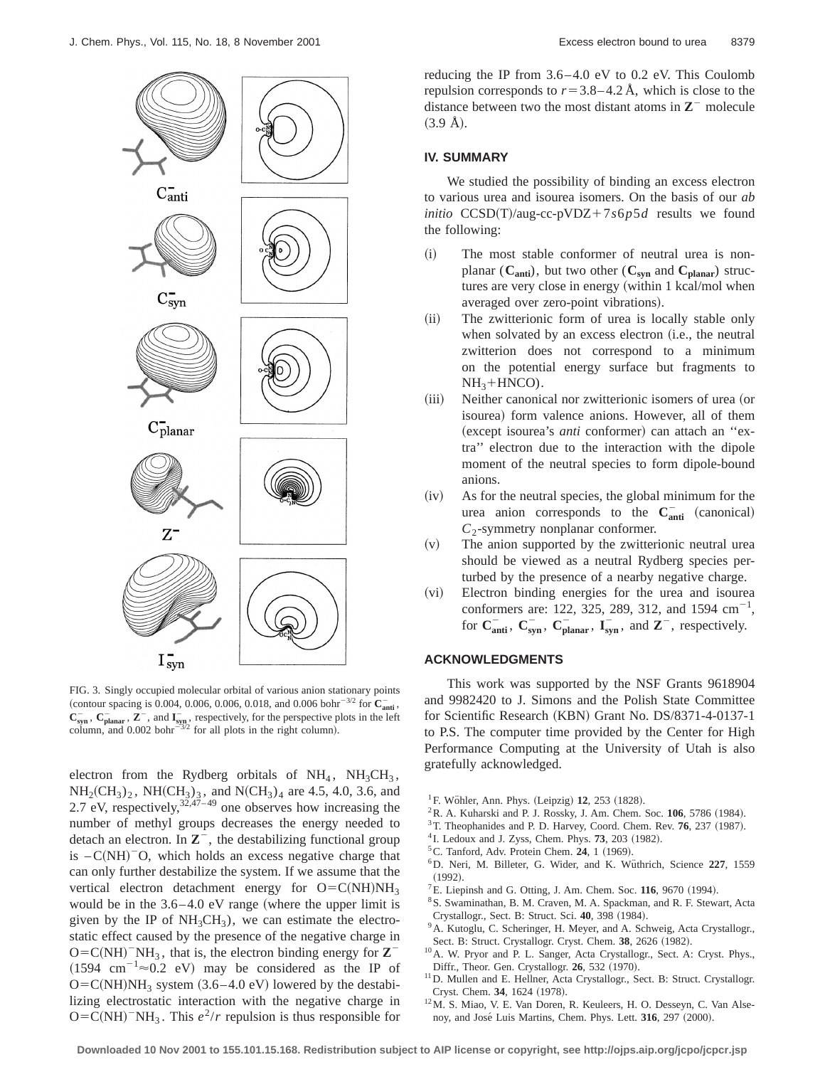FIG. 3. Singly occupied molecular orbital of various anion stationary points (contour spacing is 0.004, 0.006, 0.006, 0.018, and 0.006 $\mathrm{bohr}^{-3/2}$ for $\mathbf{C}_{\mathbf{anti}}^-$, $\mathbf{C}_{\mathbf{syn}}^-$, $\mathbf{C}_{\mathbf{planar}}^-$, $\mathbf{Z}^-$, and $\mathbf{I}_{\mathbf{syn}}^-$, respectively, for the perspective plots in the left column, and 0.002 $\mathrm{bohr}^{-3/2}$ for all plots in the right column).

electron from the Rydberg orbitals of $NH_4$, $NH_3CH_3$, $NH_2(CH_3)_2$, $NH(CH_3)_3$, and $N(CH_3)_4$ are 4.5, 4.0, 3.6, and 2.7 eV, respectively,[32,47–49] one observes how increasing the number of methyl groups decreases the energy needed to detach an electron. In $\mathbf{Z}^-$, the destabilizing functional group is $-C(NH)^-O$, which holds an excess negative charge that can only further destabilize the system. If we assume that the vertical electron detachment energy for $O{=}C(NH)NH_3$ would be in the 3.6–4.0 eV range (where the upper limit is given by the IP of $NH_3CH_3$), we can estimate the electrostatic effect caused by the presence of the negative charge in $O{=}C(NH)^-NH_3$, that is, the electron binding energy for $\mathbf{Z}^-$ ($1594\ \mathrm{cm}^{-1} \approx 0.2$ eV) may be considered as the IP of $O{=}C(NH)NH_3$ system (3.6–4.0 eV) lowered by the destabilizing electrostatic interaction with the negative charge in $O{=}C(NH)^-NH_3$. This $e^2/r$ repulsion is thus responsible for reducing the IP from 3.6–4.0 eV to 0.2 eV. This Coulomb repulsion corresponds to $r = 3.8$–$4.2$ Å, which is close to the distance between two the most distant atoms in $\mathbf{Z}^-$ molecule (3.9 Å).

## IV. SUMMARY

We studied the possibility of binding an excess electron to various urea and isourea isomers. On the basis of our *ab initio* CCSD(T)/aug-cc-pVDZ+7$s$6$p$5$d$ results we found the following:

(i) The most stable conformer of neutral urea is nonplanar ($\mathbf{C}_{\mathbf{anti}}$), but two other ($\mathbf{C}_{\mathbf{syn}}$ and $\mathbf{C}_{\mathbf{planar}}$) structures are very close in energy (within 1 kcal/mol when averaged over zero-point vibrations).

(ii) The zwitterionic form of urea is locally stable only when solvated by an excess electron (i.e., the neutral zwitterion does not correspond to a minimum on the potential energy surface but fragments to $NH_3$+HNCO).

(iii) Neither canonical nor zwitterionic isomers of urea (or isourea) form valence anions. However, all of them (except isourea's *anti* conformer) can attach an ''extra'' electron due to the interaction with the dipole moment of the neutral species to form dipole-bound anions.

(iv) As for the neutral species, the global minimum for the urea anion corresponds to the $\mathbf{C}_{\mathbf{anti}}^-$ (canonical) $C_2$-symmetry nonplanar conformer.

(v) The anion supported by the zwitterionic neutral urea should be viewed as a neutral Rydberg species perturbed by the presence of a nearby negative charge.

(vi) Electron binding energies for the urea and isourea conformers are: 122, 325, 289, 312, and 1594 $\mathrm{cm}^{-1}$, for $\mathbf{C}_{\mathbf{anti}}^-$, $\mathbf{C}_{\mathbf{syn}}^-$, $\mathbf{C}_{\mathbf{planar}}^-$, $\mathbf{I}_{\mathbf{syn}}^-$, and $\mathbf{Z}^-$, respectively.

## ACKNOWLEDGMENTS

This work was supported by the NSF Grants 9618904 and 9982420 to J. Simons and the Polish State Committee for Scientific Research (KBN) Grant No. DS/8371-4-0137-1 to P.S. The computer time provided by the Center for High Performance Computing at the University of Utah is also gratefully acknowledged.

[1] F. Wöhler, Ann. Phys. (Leipzig) **12**, 253 (1828).
[2] R. A. Kuharski and P. J. Rossky, J. Am. Chem. Soc. **106**, 5786 (1984).
[3] T. Theophanides and P. D. Harvey, Coord. Chem. Rev. **76**, 237 (1987).
[4] I. Ledoux and J. Zyss, Chem. Phys. **73**, 203 (1982).
[5] C. Tanford, Adv. Protein Chem. **24**, 1 (1969).
[6] D. Neri, M. Billeter, G. Wider, and K. Wüthrich, Science **227**, 1559 (1992).
[7] E. Liepinsh and G. Otting, J. Am. Chem. Soc. **116**, 9670 (1994).
[8] S. Swaminathan, B. M. Craven, M. A. Spackman, and R. F. Stewart, Acta Crystallogr., Sect. B: Struct. Sci. **40**, 398 (1984).
[9] A. Kutoglu, C. Scheringer, H. Meyer, and A. Schweig, Acta Crystallogr., Sect. B: Struct. Crystallogr. Cryst. Chem. **38**, 2626 (1982).
[10] A. W. Pryor and P. L. Sanger, Acta Crystallogr., Sect. A: Cryst. Phys., Diffr., Theor. Gen. Crystallogr. **26**, 532 (1970).
[11] D. Mullen and E. Hellner, Acta Crystallogr., Sect. B: Struct. Crystallogr. Cryst. Chem. **34**, 1624 (1978).
[12] M. S. Miao, V. E. Van Doren, R. Keuleers, H. O. Desseyn, C. Van Alsenoy, and José Luis Martins, Chem. Phys. Lett. **316**, 297 (2000).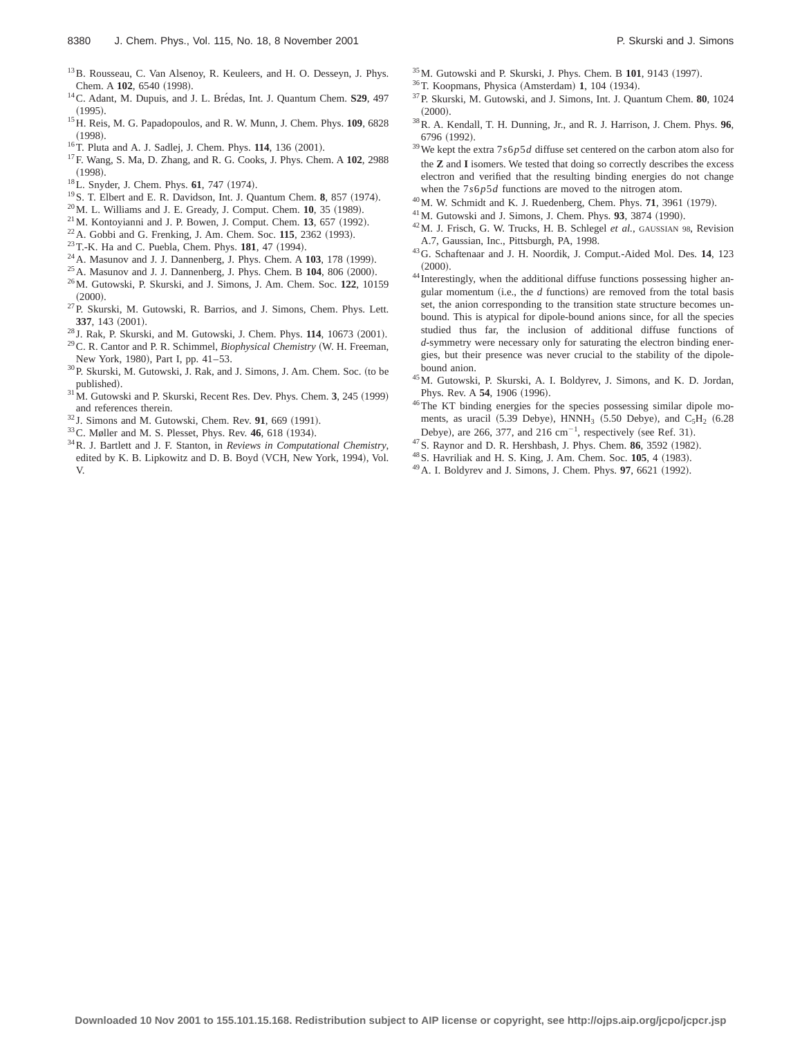[13] B. Rousseau, C. Van Alsenoy, R. Keuleers, and H. O. Desseyn, J. Phys. Chem. A **102**, 6540 (1998).

[14] C. Adant, M. Dupuis, and J. L. Brédas, Int. J. Quantum Chem. **S29**, 497 (1995).

[15] H. Reis, M. G. Papadopoulos, and R. W. Munn, J. Chem. Phys. **109**, 6828 (1998).

[16] T. Pluta and A. J. Sadlej, J. Chem. Phys. **114**, 136 (2001).

[17] F. Wang, S. Ma, D. Zhang, and R. G. Cooks, J. Phys. Chem. A **102**, 2988 (1998).

[18] L. Snyder, J. Chem. Phys. **61**, 747 (1974).

[19] S. T. Elbert and E. R. Davidson, Int. J. Quantum Chem. **8**, 857 (1974).

[20] M. L. Williams and J. E. Gready, J. Comput. Chem. **10**, 35 (1989).

[21] M. Kontoyianni and J. P. Bowen, J. Comput. Chem. **13**, 657 (1992).

[22] A. Gobbi and G. Frenking, J. Am. Chem. Soc. **115**, 2362 (1993).

[23] T.-K. Ha and C. Puebla, Chem. Phys. **181**, 47 (1994).

[24] A. Masunov and J. J. Dannenberg, J. Phys. Chem. A **103**, 178 (1999).

[25] A. Masunov and J. J. Dannenberg, J. Phys. Chem. B **104**, 806 (2000).

[26] M. Gutowski, P. Skurski, and J. Simons, J. Am. Chem. Soc. **122**, 10159 (2000).

[27] P. Skurski, M. Gutowski, R. Barrios, and J. Simons, Chem. Phys. Lett. **337**, 143 (2001).

[28] J. Rak, P. Skurski, and M. Gutowski, J. Chem. Phys. **114**, 10673 (2001).

[29] C. R. Cantor and P. R. Schimmel, *Biophysical Chemistry* (W. H. Freeman, New York, 1980), Part I, pp. 41–53.

[30] P. Skurski, M. Gutowski, J. Rak, and J. Simons, J. Am. Chem. Soc. (to be published).

[31] M. Gutowski and P. Skurski, Recent Res. Dev. Phys. Chem. **3**, 245 (1999) and references therein.

[32] J. Simons and M. Gutowski, Chem. Rev. **91**, 669 (1991).

[33] C. Møller and M. S. Plesset, Phys. Rev. **46**, 618 (1934).

[34] R. J. Bartlett and J. F. Stanton, in *Reviews in Computational Chemistry*, edited by K. B. Lipkowitz and D. B. Boyd (VCH, New York, 1994), Vol. V.

[35] M. Gutowski and P. Skurski, J. Phys. Chem. B **101**, 9143 (1997).

[36] T. Koopmans, Physica (Amsterdam) **1**, 104 (1934).

[37] P. Skurski, M. Gutowski, and J. Simons, Int. J. Quantum Chem. **80**, 1024 (2000).

[38] R. A. Kendall, T. H. Dunning, Jr., and R. J. Harrison, J. Chem. Phys. **96**, 6796 (1992).

[39] We kept the extra $7s6p5d$ diffuse set centered on the carbon atom also for the **Z** and **I** isomers. We tested that doing so correctly describes the excess electron and verified that the resulting binding energies do not change when the $7s6p5d$ functions are moved to the nitrogen atom.

[40] M. W. Schmidt and K. J. Ruedenberg, Chem. Phys. **71**, 3961 (1979).

[41] M. Gutowski and J. Simons, J. Chem. Phys. **93**, 3874 (1990).

[42] M. J. Frisch, G. W. Trucks, H. B. Schlegel *et al.*, GAUSSIAN 98, Revision A.7, Gaussian, Inc., Pittsburgh, PA, 1998.

[43] G. Schaftenaar and J. H. Noordik, J. Comput.-Aided Mol. Des. **14**, 123 (2000).

[44] Interestingly, when the additional diffuse functions possessing higher angular momentum (i.e., the *d* functions) are removed from the total basis set, the anion corresponding to the transition state structure becomes unbound. This is atypical for dipole-bound anions since, for all the species studied thus far, the inclusion of additional diffuse functions of *d*-symmetry were necessary only for saturating the electron binding energies, but their presence was never crucial to the stability of the dipole-bound anion.

[45] M. Gutowski, P. Skurski, A. I. Boldyrev, J. Simons, and K. D. Jordan, Phys. Rev. A **54**, 1906 (1996).

[46] The KT binding energies for the species possessing similar dipole moments, as uracil (5.39 Debye), $HNNH_3$ (5.50 Debye), and $C_5H_2$ (6.28 Debye), are 266, 377, and 216 $cm^{-1}$, respectively (see Ref. 31).

[47] S. Raynor and D. R. Hershbash, J. Phys. Chem. **86**, 3592 (1982).

[48] S. Havriliak and H. S. King, J. Am. Chem. Soc. **105**, 4 (1983).

[49] A. I. Boldyrev and J. Simons, J. Chem. Phys. **97**, 6621 (1992).